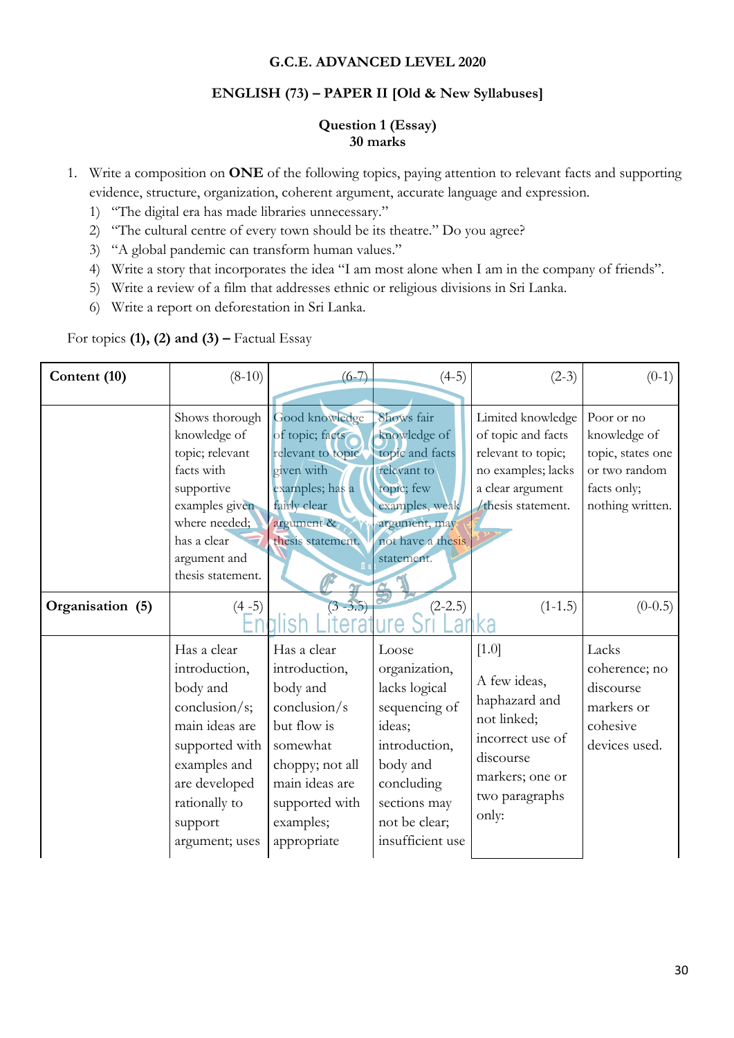**G.C.E. ADVANCED LEVEL 2020**

**ENGLISH (73) – PAPER II [Old & New Syllabuses]**

**Question 1 (Essay)**
**30 marks**

1. Write a composition on **ONE** of the following topics, paying attention to relevant facts and supporting evidence, structure, organization, coherent argument, accurate language and expression.
   1) "The digital era has made libraries unnecessary."
   2) "The cultural centre of every town should be its theatre." Do you agree?
   3) "A global pandemic can transform human values."
   4) Write a story that incorporates the idea "I am most alone when I am in the company of friends".
   5) Write a review of a film that addresses ethnic or religious divisions in Sri Lanka.
   6) Write a report on deforestation in Sri Lanka.

For topics **(1), (2) and (3) –** Factual Essay

| **Content (10)** | (8-10) | (6-7) | (4-5) | (2-3) | (0-1) |
|---|---|---|---|---|---|
| | Shows thorough knowledge of topic; relevant facts with supportive examples given where needed; has a clear argument and thesis statement. | Good knowledge of topic; facts relevant to topic given with examples; has a fairly clear argument & thesis statement. | Shows fair knowledge of topic and facts relevant to topic; few examples, weak argument, may not have a thesis statement. | Limited knowledge of topic and facts relevant to topic; no examples; lacks a clear argument /thesis statement. | Poor or no knowledge of topic, states one or two random facts only; nothing written. |
| **Organisation (5)** | (4 -5) | (3 -3.5) | (2-2.5) | (1-1.5) | (0-0.5) |
| | Has a clear introduction, body and conclusion/s; main ideas are supported with examples and are developed rationally to support argument; uses | Has a clear introduction, body and conclusion/s but flow is somewhat choppy; not all main ideas are supported with examples; appropriate | Loose organization, lacks logical sequencing of ideas; introduction, body and concluding sections may not be clear; insufficient use | [1.0] A few ideas, haphazard and not linked; incorrect use of discourse markers; one or two paragraphs only: | Lacks coherence; no discourse markers or cohesive devices used. |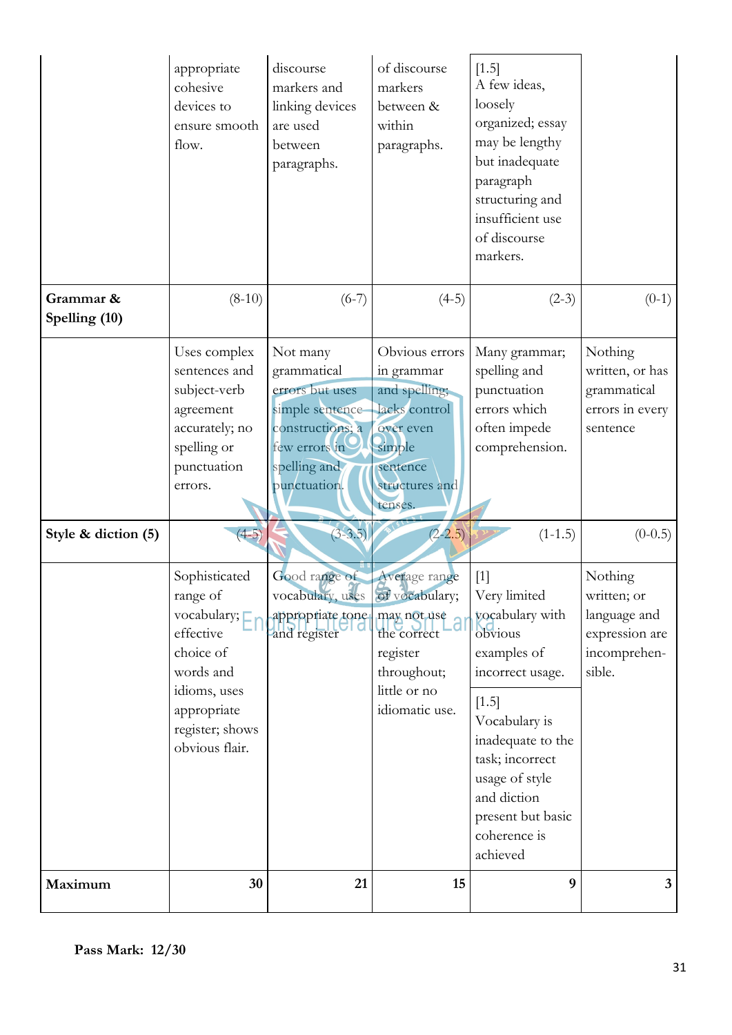| | | | | | |
|---|---|---|---|---|---|
| | appropriate cohesive devices to ensure smooth flow. | discourse markers and linking devices are used between paragraphs. | of discourse markers between & within paragraphs. | [1.5] A few ideas, loosely organized; essay may be lengthy but inadequate paragraph structuring and insufficient use of discourse markers. | |
| **Grammar & Spelling (10)** | (8-10) | (6-7) | (4-5) | (2-3) | (0-1) |
| | Uses complex sentences and subject-verb agreement accurately; no spelling or punctuation errors. | Not many grammatical errors but uses simple sentence constructions; a few errors in spelling and punctuation. | Obvious errors in grammar and spelling; lacks control over even simple sentence structures and tenses. | Many grammar; spelling and punctuation errors which often impede comprehension. | Nothing written, or has grammatical errors in every sentence |
| **Style & diction (5)** | (4-5) | (3-3.5) | (2-2.5) | (1-1.5) | (0-0.5) |
| | Sophisticated range of vocabulary; effective choice of words and idioms, uses appropriate register; shows obvious flair. | Good range of vocabulary, uses appropriate tone and register | Average range of vocabulary; may not use the correct register throughout; little or no idiomatic use. | [1] Very limited vocabulary with obvious examples of incorrect usage. [1.5] Vocabulary is inadequate to the task; incorrect usage of style and diction present but basic coherence is achieved | Nothing written; or language and expression are incomprehen-sible. |
| **Maximum** | **30** | **21** | **15** | **9** | **3** |

**Pass Mark: 12/30**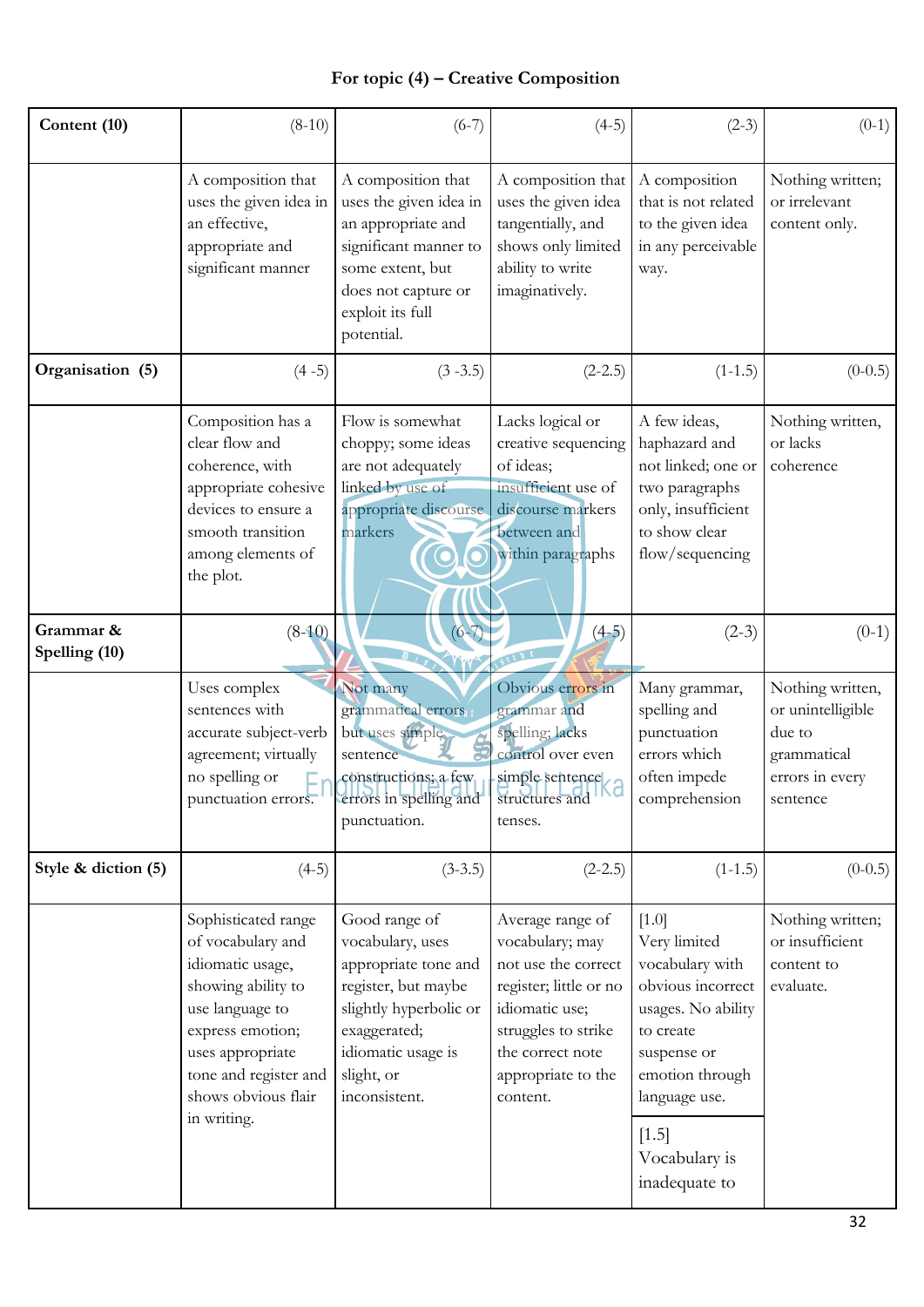**For topic (4) – Creative Composition**

| Content (10) | (8-10) | (6-7) | (4-5) | (2-3) | (0-1) |
|---|---|---|---|---|---|
| | A composition that uses the given idea in an effective, appropriate and significant manner | A composition that uses the given idea in an appropriate and significant manner to some extent, but does not capture or exploit its full potential. | A composition that uses the given idea tangentially, and shows only limited ability to write imaginatively. | A composition that is not related to the given idea in any perceivable way. | Nothing written; or irrelevant content only. |
| **Organisation (5)** | (4 -5) | (3 -3.5) | (2-2.5) | (1-1.5) | (0-0.5) |
| | Composition has a clear flow and coherence, with appropriate cohesive devices to ensure a smooth transition among elements of the plot. | Flow is somewhat choppy; some ideas are not adequately linked by use of appropriate discourse markers | Lacks logical or creative sequencing of ideas; insufficient use of discourse markers between and within paragraphs | A few ideas, haphazard and not linked; one or two paragraphs only, insufficient to show clear flow/sequencing | Nothing written, or lacks coherence |
| **Grammar & Spelling (10)** | (8-10) | (6-7) | (4-5) | (2-3) | (0-1) |
| | Uses complex sentences with accurate subject-verb agreement; virtually no spelling or punctuation errors. | Not many grammatical errors but uses simple sentence constructions; a few errors in spelling and punctuation. | Obvious errors in grammar and spelling; lacks control over even simple sentence structures and tenses. | Many grammar, spelling and punctuation errors which often impede comprehension | Nothing written, or unintelligible due to grammatical errors in every sentence |
| **Style & diction (5)** | (4-5) | (3-3.5) | (2-2.5) | (1-1.5) | (0-0.5) |
| | Sophisticated range of vocabulary and idiomatic usage, showing ability to use language to express emotion; uses appropriate tone and register and shows obvious flair in writing. | Good range of vocabulary, uses appropriate tone and register, but maybe slightly hyperbolic or exaggerated; idiomatic usage is slight, or inconsistent. | Average range of vocabulary; may not use the correct register; little or no idiomatic use; struggles to strike the correct note appropriate to the content. | [1.0] Very limited vocabulary with obvious incorrect usages. No ability to create suspense or emotion through language use. [1.5] Vocabulary is inadequate to | Nothing written; or insufficient content to evaluate. |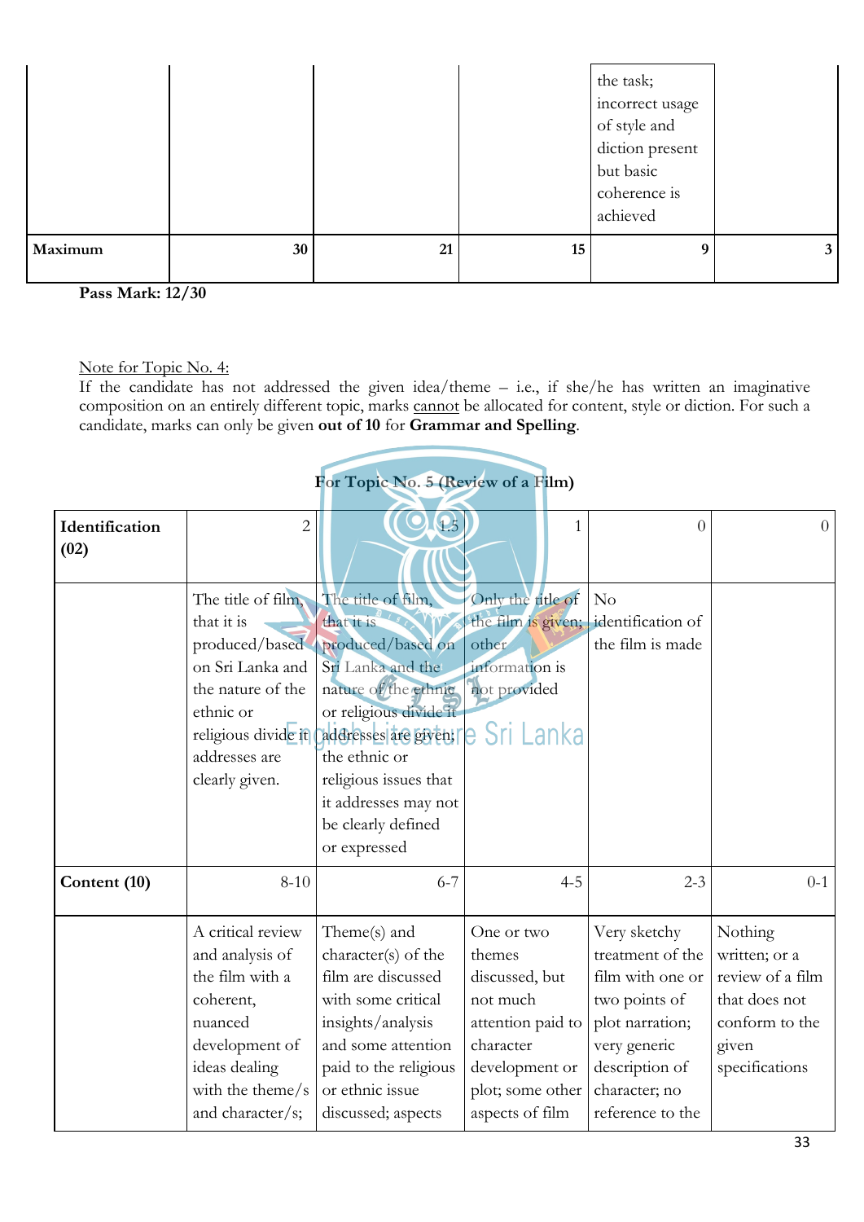| | | | | | |
|---|---|---|---|---|---|
| | | | | the task; incorrect usage of style and diction present but basic coherence is achieved | |
| **Maximum** | **30** | **21** | **15** | **9** | **3** |

**Pass Mark: 12/30**

Note for Topic No. 4:
If the candidate has not addressed the given idea/theme – i.e., if she/he has written an imaginative composition on an entirely different topic, marks cannot be allocated for content, style or diction. For such a candidate, marks can only be given **out of 10** for **Grammar and Spelling**.

**For Topic No. 5 (Review of a Film)**

| | | | | | |
|---|---|---|---|---|---|
| **Identification (02)** | 2 | 1.5 | 1 | 0 | 0 |
| | The title of film, that it is produced/based on Sri Lanka and the nature of the ethnic or religious divide it addresses are clearly given. | The title of film, that it is produced/based on Sri Lanka and the nature of the ethnic or religious divide it addresses are given; the ethnic or religious issues that it addresses may not be clearly defined or expressed | Only the title of the film is given; other information is not provided | No identification of the film is made | |
| **Content (10)** | 8-10 | 6-7 | 4-5 | 2-3 | 0-1 |
| | A critical review and analysis of the film with a coherent, nuanced development of ideas dealing with the theme/s and character/s; | Theme(s) and character(s) of the film are discussed with some critical insights/analysis and some attention paid to the religious or ethnic issue discussed; aspects | One or two themes discussed, but not much attention paid to character development or plot; some other aspects of film | Very sketchy treatment of the film with one or two points of plot narration; very generic description of character; no reference to the | Nothing written; or a review of a film that does not conform to the given specifications |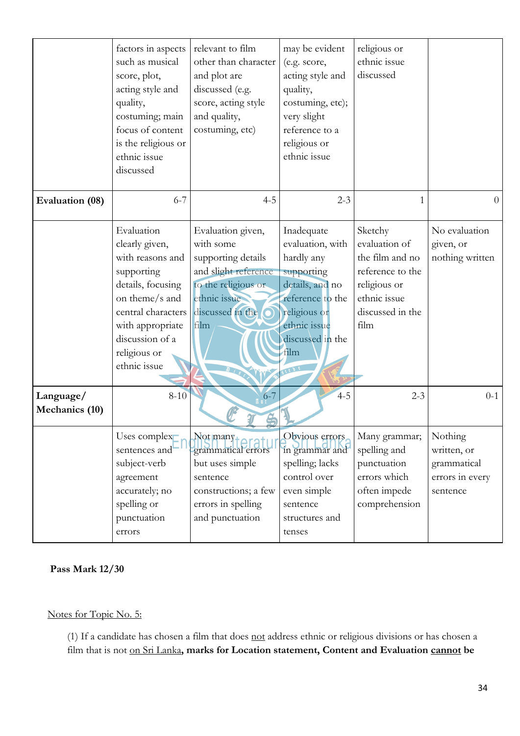|  |  |  |  |  |  |
|---|---|---|---|---|---|
|  | factors in aspects such as musical score, plot, acting style and quality, costuming; main focus of content is the religious or ethnic issue discussed | relevant to film other than character and plot are discussed (e.g. score, acting style and quality, costuming, etc) | may be evident (e.g. score, acting style and quality, costuming, etc); very slight reference to a religious or ethnic issue | religious or ethnic issue discussed |  |
| **Evaluation (08)** | 6-7 | 4-5 | 2-3 | 1 | 0 |
|  | Evaluation clearly given, with reasons and supporting details, focusing on theme/s and central characters with appropriate discussion of a religious or ethnic issue | Evaluation given, with some supporting details and slight reference to the religious or ethnic issue discussed in the film | Inadequate evaluation, with hardly any supporting details, and no reference to the religious or ethnic issue discussed in the film | Sketchy evaluation of the film and no reference to the religious or ethnic issue discussed in the film | No evaluation given, or nothing written |
| **Language/ Mechanics (10)** | 8-10 | 6-7 | 4-5 | 2-3 | 0-1 |
|  | Uses complex sentences and subject-verb agreement accurately; no spelling or punctuation errors | Not many grammatical errors but uses simple sentence constructions; a few errors in spelling and punctuation | Obvious errors in grammar and spelling; lacks control over even simple sentence structures and tenses | Many grammar; spelling and punctuation errors which often impede comprehension | Nothing written, or grammatical errors in every sentence |

**Pass Mark 12/30**

Notes for Topic No. 5:

(1) If a candidate has chosen a film that does not address ethnic or religious divisions or has chosen a film that is not on Sri Lanka**, marks for Location statement, Content and Evaluation cannot be**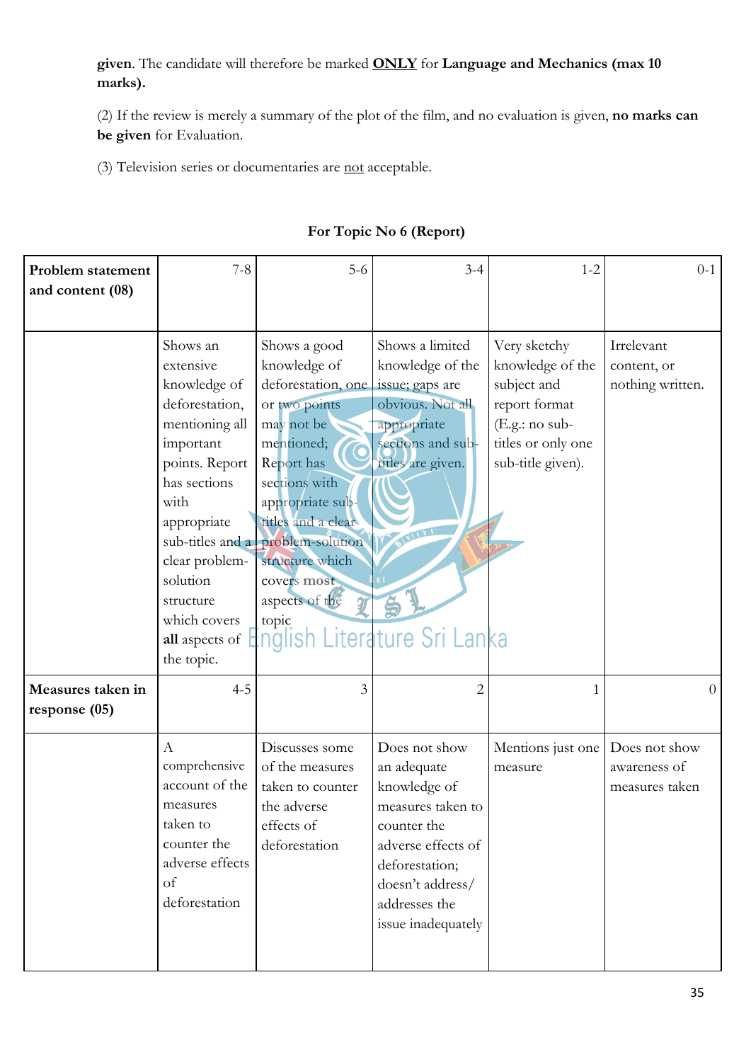**given**. The candidate will therefore be marked **ONLY** for **Language and Mechanics (max 10 marks).**

(2) If the review is merely a summary of the plot of the film, and no evaluation is given, **no marks can be given** for Evaluation.

(3) Television series or documentaries are not acceptable.

**For Topic No 6 (Report)**

| **Problem statement and content (08)** | 7-8 | 5-6 | 3-4 | 1-2 | 0-1 |
|---|---|---|---|---|---|
| | Shows an extensive knowledge of deforestation, mentioning all important points. Report has sections with appropriate sub-titles and a clear problem-solution structure which covers **all** aspects of the topic. | Shows a good knowledge of deforestation, one or two points may not be mentioned; Report has sections with appropriate sub-titles and a clear problem-solution structure which covers **most** aspects of the topic | Shows a limited knowledge of the issue; gaps are obvious. Not all appropriate sections and sub-titles are given. | Very sketchy knowledge of the subject and report format (E.g.: no sub-titles or only one sub-title given). | Irrelevant content, or nothing written. |
| **Measures taken in response (05)** | 4-5 | 3 | 2 | 1 | 0 |
| | A comprehensive account of the measures taken to counter the adverse effects of deforestation | Discusses some of the measures taken to counter the adverse effects of deforestation | Does not show an adequate knowledge of measures taken to counter the adverse effects of deforestation; doesn't address/ addresses the issue inadequately | Mentions just one measure | Does not show awareness of measures taken |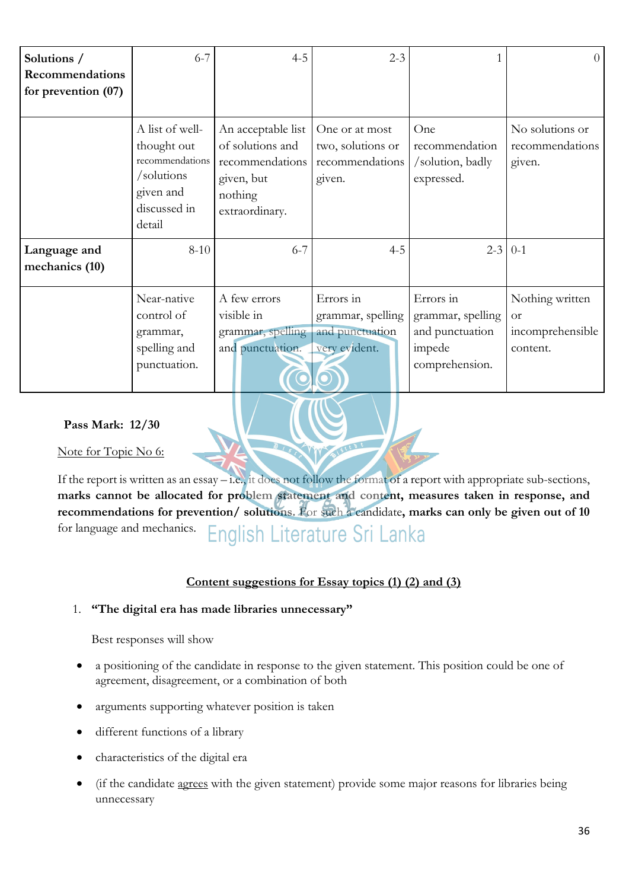| **Solutions / Recommendations for prevention (07)** | 6-7 | 4-5 | 2-3 | 1 | 0 |
|---|---|---|---|---|---|
| | A list of well-thought out recommendations /solutions given and discussed in detail | An acceptable list of solutions and recommendations given, but nothing extraordinary. | One or at most two, solutions or recommendations given. | One recommendation /solution, badly expressed. | No solutions or recommendations given. |
| **Language and mechanics (10)** | 8-10 | 6-7 | 4-5 | 2-3 | 0-1 |
| | Near-native control of grammar, spelling and punctuation. | A few errors visible in grammar, spelling and punctuation. | Errors in grammar, spelling and punctuation very evident. | Errors in grammar, spelling and punctuation impede comprehension. | Nothing written or incomprehensible content. |

**Pass Mark: 12/30**

<u>Note for Topic No 6:</u>

If the report is written as an essay – i.e., it does not follow the format of a report with appropriate sub-sections, **marks cannot be allocated for problem statement and content, measures taken in response, and recommendations for prevention/ solutions**. For such a candidate**, marks can only be given out of 10** for language and mechanics.

## <u>Content suggestions for Essay topics (1) (2) and (3)</u>

1. **"The digital era has made libraries unnecessary"**

   Best responses will show

- a positioning of the candidate in response to the given statement. This position could be one of agreement, disagreement, or a combination of both
- arguments supporting whatever position is taken
- different functions of a library
- characteristics of the digital era
- (if the candidate <u>agrees</u> with the given statement) provide some major reasons for libraries being unnecessary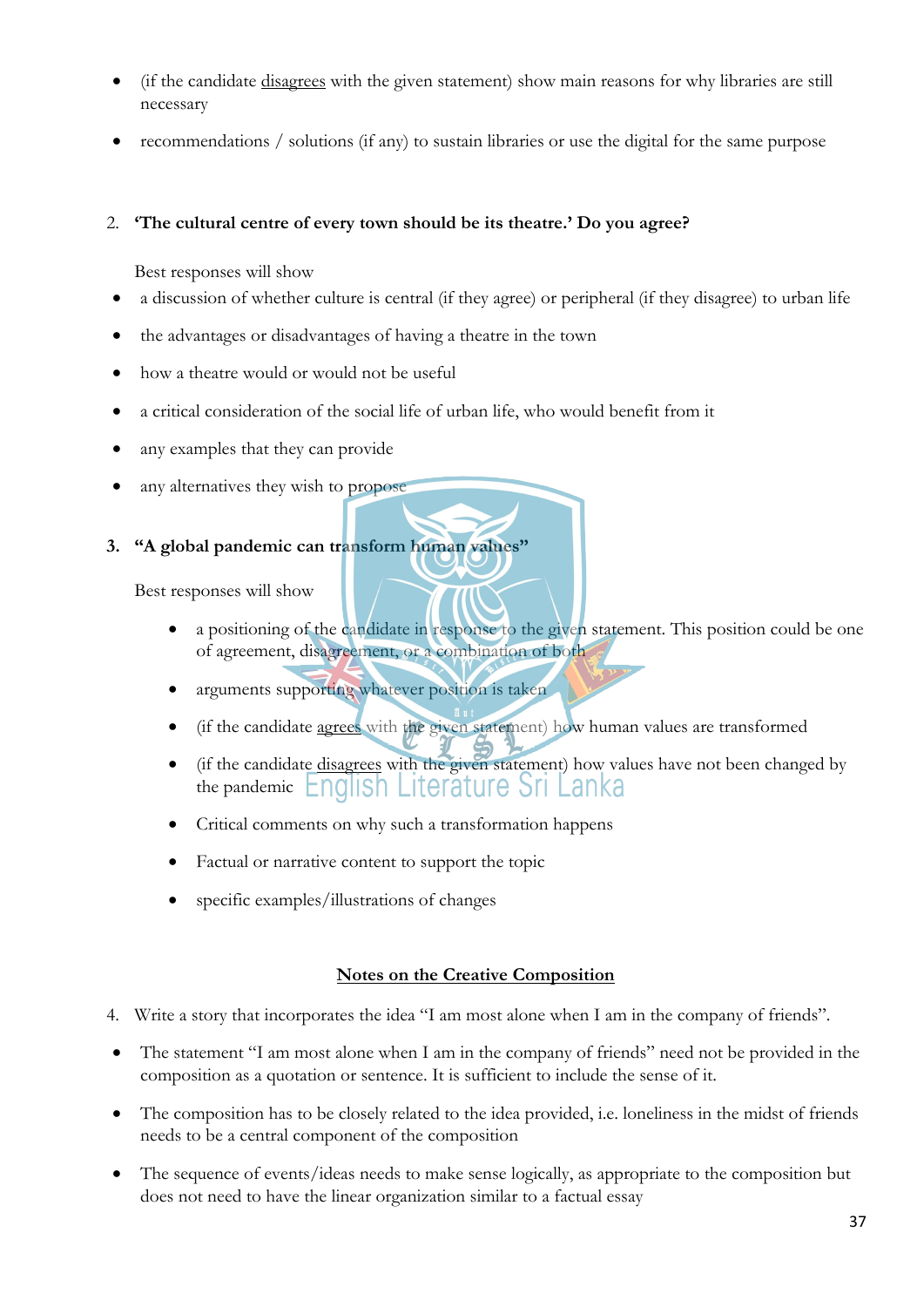- (if the candidate disagrees with the given statement) show main reasons for why libraries are still necessary
- recommendations / solutions (if any) to sustain libraries or use the digital for the same purpose

2. **'The cultural centre of every town should be its theatre.' Do you agree?**

   Best responses will show

- a discussion of whether culture is central (if they agree) or peripheral (if they disagree) to urban life
- the advantages or disadvantages of having a theatre in the town
- how a theatre would or would not be useful
- a critical consideration of the social life of urban life, who would benefit from it
- any examples that they can provide
- any alternatives they wish to propose

3. **"A global pandemic can transform human values"**

   Best responses will show

   - a positioning of the candidate in response to the given statement. This position could be one of agreement, disagreement, or a combination of both
   - arguments supporting whatever position is taken
   - (if the candidate agrees with the given statement) how human values are transformed
   - (if the candidate disagrees with the given statement) how values have not been changed by the pandemic
   - Critical comments on why such a transformation happens
   - Factual or narrative content to support the topic
   - specific examples/illustrations of changes

## Notes on the Creative Composition

4. Write a story that incorporates the idea "I am most alone when I am in the company of friends".

- The statement "I am most alone when I am in the company of friends" need not be provided in the composition as a quotation or sentence. It is sufficient to include the sense of it.
- The composition has to be closely related to the idea provided, i.e. loneliness in the midst of friends needs to be a central component of the composition
- The sequence of events/ideas needs to make sense logically, as appropriate to the composition but does not need to have the linear organization similar to a factual essay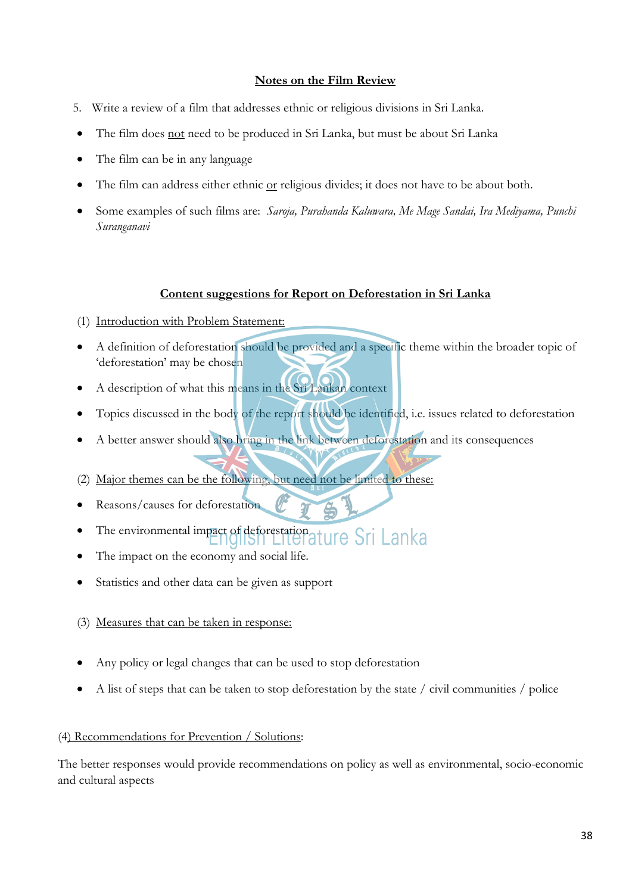## Notes on the Film Review

5. Write a review of a film that addresses ethnic or religious divisions in Sri Lanka.

- The film does not need to be produced in Sri Lanka, but must be about Sri Lanka
- The film can be in any language
- The film can address either ethnic or religious divides; it does not have to be about both.
- Some examples of such films are: *Saroja, Purahanda Kaluwara, Me Mage Sandai, Ira Mediyama, Punchi Suranganavi*

## Content suggestions for Report on Deforestation in Sri Lanka

(1) Introduction with Problem Statement:

- A definition of deforestation should be provided and a specific theme within the broader topic of 'deforestation' may be chosen
- A description of what this means in the Sri Lankan context
- Topics discussed in the body of the report should be identified, i.e. issues related to deforestation
- A better answer should also bring in the link between deforestation and its consequences

(2) Major themes can be the following, but need not be limited to these:

- Reasons/causes for deforestation
- The environmental impact of deforestation
- The impact on the economy and social life.
- Statistics and other data can be given as support

(3) Measures that can be taken in response:

- Any policy or legal changes that can be used to stop deforestation
- A list of steps that can be taken to stop deforestation by the state / civil communities / police

(4) Recommendations for Prevention / Solutions:

The better responses would provide recommendations on policy as well as environmental, socio-economic and cultural aspects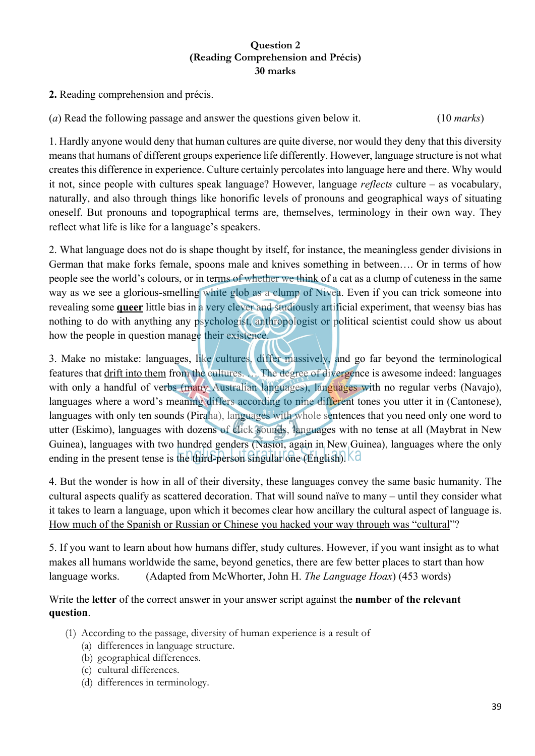**Question 2**
**(Reading Comprehension and Précis)**
**30 marks**

**2.** Reading comprehension and précis.

(*a*) Read the following passage and answer the questions given below it. (10 *marks*)

1. Hardly anyone would deny that human cultures are quite diverse, nor would they deny that this diversity means that humans of different groups experience life differently. However, language structure is not what creates this difference in experience. Culture certainly percolates into language here and there. Why would it not, since people with cultures speak language? However, language *reflects* culture – as vocabulary, naturally, and also through things like honorific levels of pronouns and geographical ways of situating oneself. But pronouns and topographical terms are, themselves, terminology in their own way. They reflect what life is like for a language's speakers.

2. What language does not do is shape thought by itself, for instance, the meaningless gender divisions in German that make forks female, spoons male and knives something in between…. Or in terms of how people see the world's colours, or in terms of whether we think of a cat as a clump of cuteness in the same way as we see a glorious-smelling white glob as a clump of Nivea. Even if you can trick someone into revealing some <u>**queer**</u> little bias in a very clever and studiously artificial experiment, that weensy bias has nothing to do with anything any psychologist, anthropologist or political scientist could show us about how the people in question manage their existence.

3. Make no mistake: languages, like cultures, differ massively, and go far beyond the terminological features that <u>drift into them</u> from the cultures. … The degree of divergence is awesome indeed: languages with only a handful of verbs (many Australian languages), languages with no regular verbs (Navajo), languages where a word's meaning differs according to nine different tones you utter it in (Cantonese), languages with only ten sounds (Piraha), languages with whole sentences that you need only one word to utter (Eskimo), languages with dozens of click sounds, languages with no tense at all (Maybrat in New Guinea), languages with two hundred genders (Nasioi, again in New Guinea), languages where the only ending in the present tense is the third-person singular one (English).

4. But the wonder is how in all of their diversity, these languages convey the same basic humanity. The cultural aspects qualify as scattered decoration. That will sound naïve to many – until they consider what it takes to learn a language, upon which it becomes clear how ancillary the cultural aspect of language is. <u>How much of the Spanish or Russian or Chinese you hacked your way through was "cultural"</u>?

5. If you want to learn about how humans differ, study cultures. However, if you want insight as to what makes all humans worldwide the same, beyond genetics, there are few better places to start than how language works. (Adapted from McWhorter, John H. *The Language Hoax*) (453 words)

Write the **letter** of the correct answer in your answer script against the **number of the relevant question**.

(1) According to the passage, diversity of human experience is a result of
  (a) differences in language structure.
  (b) geographical differences.
  (c) cultural differences.
  (d) differences in terminology.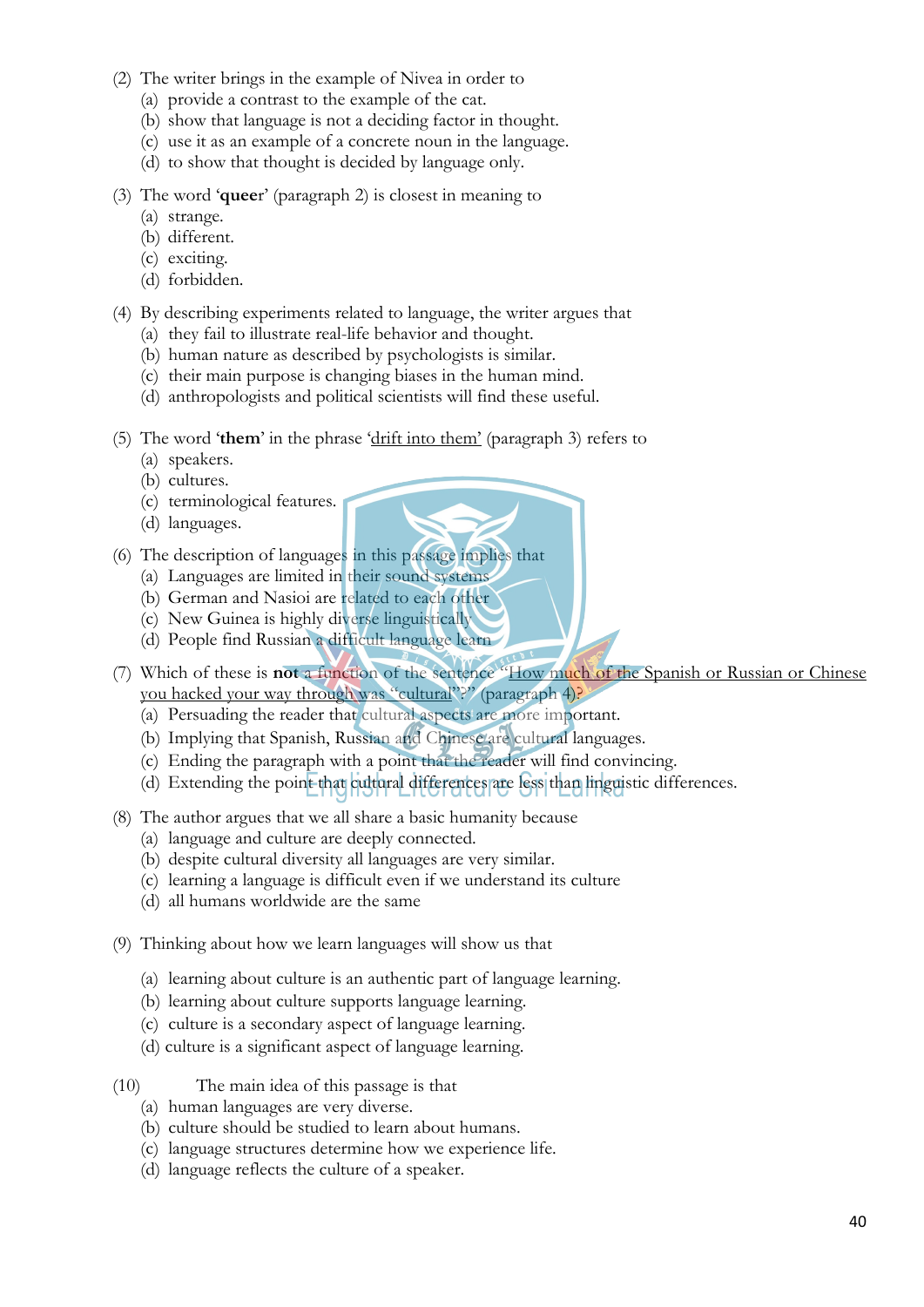(2) The writer brings in the example of Nivea in order to
  (a) provide a contrast to the example of the cat.
  (b) show that language is not a deciding factor in thought.
  (c) use it as an example of a concrete noun in the language.
  (d) to show that thought is decided by language only.

(3) The word '**queer**' (paragraph 2) is closest in meaning to
  (a) strange.
  (b) different.
  (c) exciting.
  (d) forbidden.

(4) By describing experiments related to language, the writer argues that
  (a) they fail to illustrate real-life behavior and thought.
  (b) human nature as described by psychologists is similar.
  (c) their main purpose is changing biases in the human mind.
  (d) anthropologists and political scientists will find these useful.

(5) The word '**them**' in the phrase 'drift into them' (paragraph 3) refers to
  (a) speakers.
  (b) cultures.
  (c) terminological features.
  (d) languages.

(6) The description of languages in this passage implies that
  (a) Languages are limited in their sound systems
  (b) German and Nasioi are related to each other
  (c) New Guinea is highly diverse linguistically
  (d) People find Russian a difficult language learn

(7) Which of these is **not** a function of the sentence "How much of the Spanish or Russian or Chinese you hacked your way through was "cultural"?" (paragraph 4)?
  (a) Persuading the reader that cultural aspects are more important.
  (b) Implying that Spanish, Russian and Chinese are cultural languages.
  (c) Ending the paragraph with a point that the reader will find convincing.
  (d) Extending the point that cultural differences are less than linguistic differences.

(8) The author argues that we all share a basic humanity because
  (a) language and culture are deeply connected.
  (b) despite cultural diversity all languages are very similar.
  (c) learning a language is difficult even if we understand its culture
  (d) all humans worldwide are the same

(9) Thinking about how we learn languages will show us that
  (a) learning about culture is an authentic part of language learning.
  (b) learning about culture supports language learning.
  (c) culture is a secondary aspect of language learning.
  (d) culture is a significant aspect of language learning.

(10) The main idea of this passage is that
  (a) human languages are very diverse.
  (b) culture should be studied to learn about humans.
  (c) language structures determine how we experience life.
  (d) language reflects the culture of a speaker.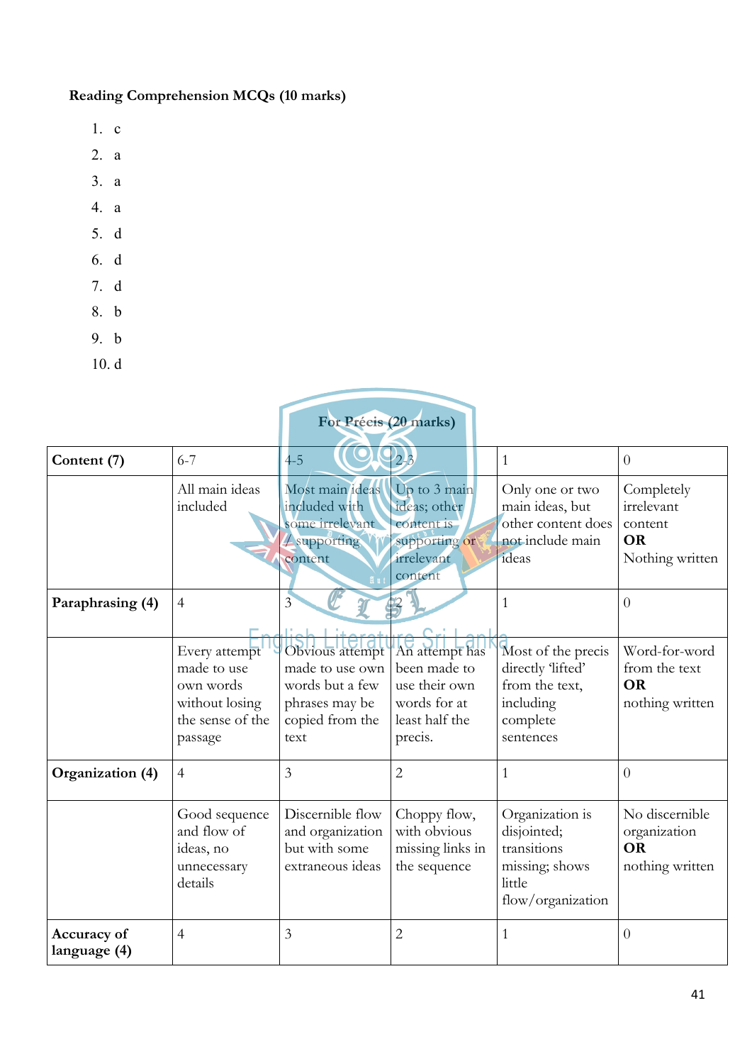**Reading Comprehension MCQs (10 marks)**

1. c
2. a
3. a
4. a
5. d
6. d
7. d
8. b
9. b
10. d

**For Précis (20 marks)**

| **Content (7)** | 6-7 | 4-5 | 2-3 | 1 | 0 |
|---|---|---|---|---|---|
| | All main ideas included | Most main ideas included with some irrelevant / supporting content | Up to 3 main ideas; other content is supporting or irrelevant content | Only one or two main ideas, but other content does not include main ideas | Completely irrelevant content **OR** Nothing written |
| **Paraphrasing (4)** | 4 | 3 | 2 | 1 | 0 |
| | Every attempt made to use own words without losing the sense of the passage | Obvious attempt made to use own words but a few phrases may be copied from the text | An attempt has been made to use their own words for at least half the precis. | Most of the precis directly 'lifted' from the text, including complete sentences | Word-for-word from the text **OR** nothing written |
| **Organization (4)** | 4 | 3 | 2 | 1 | 0 |
| | Good sequence and flow of ideas, no unnecessary details | Discernible flow and organization but with some extraneous ideas | Choppy flow, with obvious missing links in the sequence | Organization is disjointed; transitions missing; shows little flow/organization | No discernible organization **OR** nothing written |
| **Accuracy of language (4)** | 4 | 3 | 2 | 1 | 0 |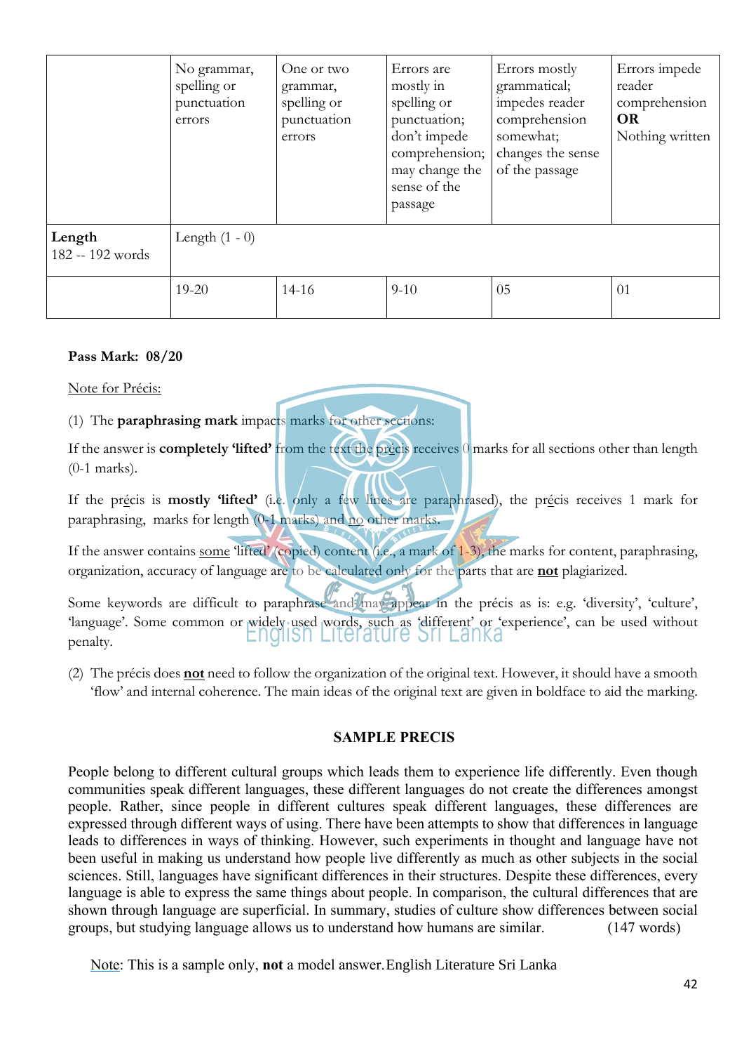| | No grammar, spelling or punctuation errors | One or two grammar, spelling or punctuation errors | Errors are mostly in spelling or punctuation; don't impede comprehension; may change the sense of the passage | Errors mostly grammatical; impedes reader comprehension somewhat; changes the sense of the passage | Errors impede reader comprehension **OR** Nothing written |
|---|---|---|---|---|---|
| **Length** 182 -- 192 words | Length (1 - 0) | | | | |
| | 19-20 | 14-16 | 9-10 | 05 | 01 |

**Pass Mark: 08/20**

<u>Note for Précis:</u>

(1) The **paraphrasing mark** impacts marks for other sections:

If the answer is **completely 'lifted'** from the text the précis receives 0 marks for all sections other than length (0-1 marks).

If the précis is **mostly 'lifted'** (i.e. only a few lines are paraphrased), the précis receives 1 mark for paraphrasing, marks for length (0-1 marks) and <u>no</u> other marks.

If the answer contains <u>some</u> 'lifted' (copied) content (i.e., a mark of 1-3), the marks for content, paraphrasing, organization, accuracy of language are to be calculated only for the parts that are <u>**not**</u> plagiarized.

Some keywords are difficult to paraphrase and may appear in the précis as is: e.g. 'diversity', 'culture', 'language'. Some common or widely used words, such as 'different' or 'experience', can be used without penalty.

(2) The précis does <u>**not**</u> need to follow the organization of the original text. However, it should have a smooth 'flow' and internal coherence. The main ideas of the original text are given in boldface to aid the marking.

## SAMPLE PRECIS

People belong to different cultural groups which leads them to experience life differently. Even though communities speak different languages, these different languages do not create the differences amongst people. Rather, since people in different cultures speak different languages, these differences are expressed through different ways of using. There have been attempts to show that differences in language leads to differences in ways of thinking. However, such experiments in thought and language have not been useful in making us understand how people live differently as much as other subjects in the social sciences. Still, languages have significant differences in their structures. Despite these differences, every language is able to express the same things about people. In comparison, the cultural differences that are shown through language are superficial. In summary, studies of culture show differences between social groups, but studying language allows us to understand how humans are similar. (147 words)

<u>Note</u>: This is a sample only, **not** a model answer.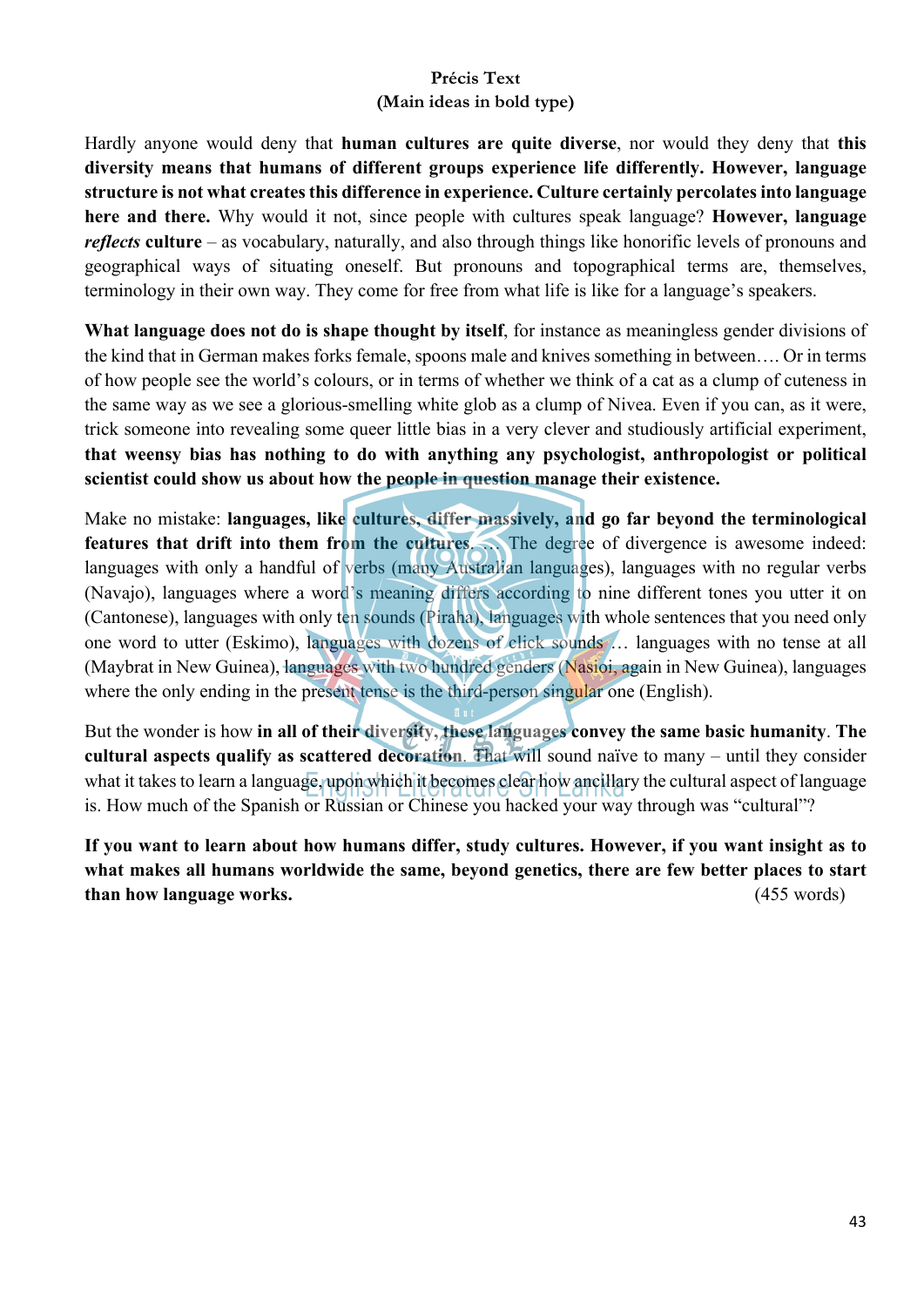**Précis Text**
**(Main ideas in bold type)**

Hardly anyone would deny that **human cultures are quite diverse**, nor would they deny that **this diversity means that humans of different groups experience life differently. However, language structure is not what creates this difference in experience. Culture certainly percolates into language here and there.** Why would it not, since people with cultures speak language? **However, language *reflects* culture** – as vocabulary, naturally, and also through things like honorific levels of pronouns and geographical ways of situating oneself. But pronouns and topographical terms are, themselves, terminology in their own way. They come for free from what life is like for a language's speakers.

**What language does not do is shape thought by itself**, for instance as meaningless gender divisions of the kind that in German makes forks female, spoons male and knives something in between…. Or in terms of how people see the world's colours, or in terms of whether we think of a cat as a clump of cuteness in the same way as we see a glorious-smelling white glob as a clump of Nivea. Even if you can, as it were, trick someone into revealing some queer little bias in a very clever and studiously artificial experiment, **that weensy bias has nothing to do with anything any psychologist, anthropologist or political scientist could show us about how the people in question manage their existence.**

Make no mistake: **languages, like cultures, differ massively, and go far beyond the terminological features that drift into them from the cultures**. … The degree of divergence is awesome indeed: languages with only a handful of verbs (many Australian languages), languages with no regular verbs (Navajo), languages where a word's meaning differs according to nine different tones you utter it on (Cantonese), languages with only ten sounds (Piraha), languages with whole sentences that you need only one word to utter (Eskimo), languages with dozens of click sounds … languages with no tense at all (Maybrat in New Guinea), languages with two hundred genders (Nasioi, again in New Guinea), languages where the only ending in the present tense is the third-person singular one (English).

But the wonder is how **in all of their diversity, these languages convey the same basic humanity**. **The cultural aspects qualify as scattered decoration**. That will sound naïve to many – until they consider what it takes to learn a language, upon which it becomes clear how ancillary the cultural aspect of language is. How much of the Spanish or Russian or Chinese you hacked your way through was "cultural"?

**If you want to learn about how humans differ, study cultures. However, if you want insight as to what makes all humans worldwide the same, beyond genetics, there are few better places to start than how language works.** (455 words)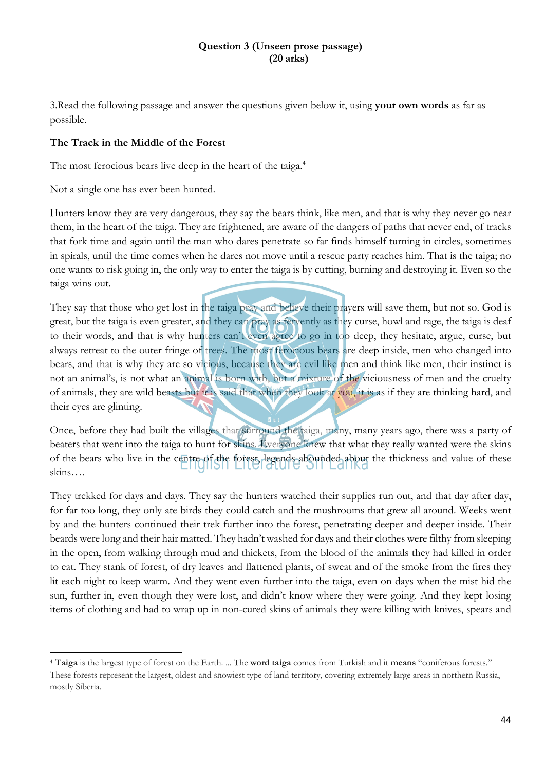**Question 3 (Unseen prose passage)**
**(20 arks)**

3.Read the following passage and answer the questions given below it, using **your own words** as far as possible.

**The Track in the Middle of the Forest**

The most ferocious bears live deep in the heart of the taiga.[4]

Not a single one has ever been hunted.

Hunters know they are very dangerous, they say the bears think, like men, and that is why they never go near them, in the heart of the taiga. They are frightened, are aware of the dangers of paths that never end, of tracks that fork time and again until the man who dares penetrate so far finds himself turning in circles, sometimes in spirals, until the time comes when he dares not move until a rescue party reaches him. That is the taiga; no one wants to risk going in, the only way to enter the taiga is by cutting, burning and destroying it. Even so the taiga wins out.

They say that those who get lost in the taiga pray and believe their prayers will save them, but not so. God is great, but the taiga is even greater, and they can pray as fervently as they curse, howl and rage, the taiga is deaf to their words, and that is why hunters can't even agree to go in too deep, they hesitate, argue, curse, but always retreat to the outer fringe of trees. The most ferocious bears are deep inside, men who changed into bears, and that is why they are so vicious, because they are evil like men and think like men, their instinct is not an animal's, is not what an animal is born with, but a mixture of the viciousness of men and the cruelty of animals, they are wild beasts but it is said that when they look at you, it is as if they are thinking hard, and their eyes are glinting.

Once, before they had built the villages that surround the taiga, many, many years ago, there was a party of beaters that went into the taiga to hunt for skins. Everyone knew that what they really wanted were the skins of the bears who live in the centre of the forest, legends abounded about the thickness and value of these skins….

They trekked for days and days. They say the hunters watched their supplies run out, and that day after day, for far too long, they only ate birds they could catch and the mushrooms that grew all around. Weeks went by and the hunters continued their trek further into the forest, penetrating deeper and deeper inside. Their beards were long and their hair matted. They hadn't washed for days and their clothes were filthy from sleeping in the open, from walking through mud and thickets, from the blood of the animals they had killed in order to eat. They stank of forest, of dry leaves and flattened plants, of sweat and of the smoke from the fires they lit each night to keep warm. And they went even further into the taiga, even on days when the mist hid the sun, further in, even though they were lost, and didn't know where they were going. And they kept losing items of clothing and had to wrap up in non-cured skins of animals they were killing with knives, spears and

---

[4] **Taiga** is the largest type of forest on the Earth. ... The **word taiga** comes from Turkish and it **means** "coniferous forests." These forests represent the largest, oldest and snowiest type of land territory, covering extremely large areas in northern Russia, mostly Siberia.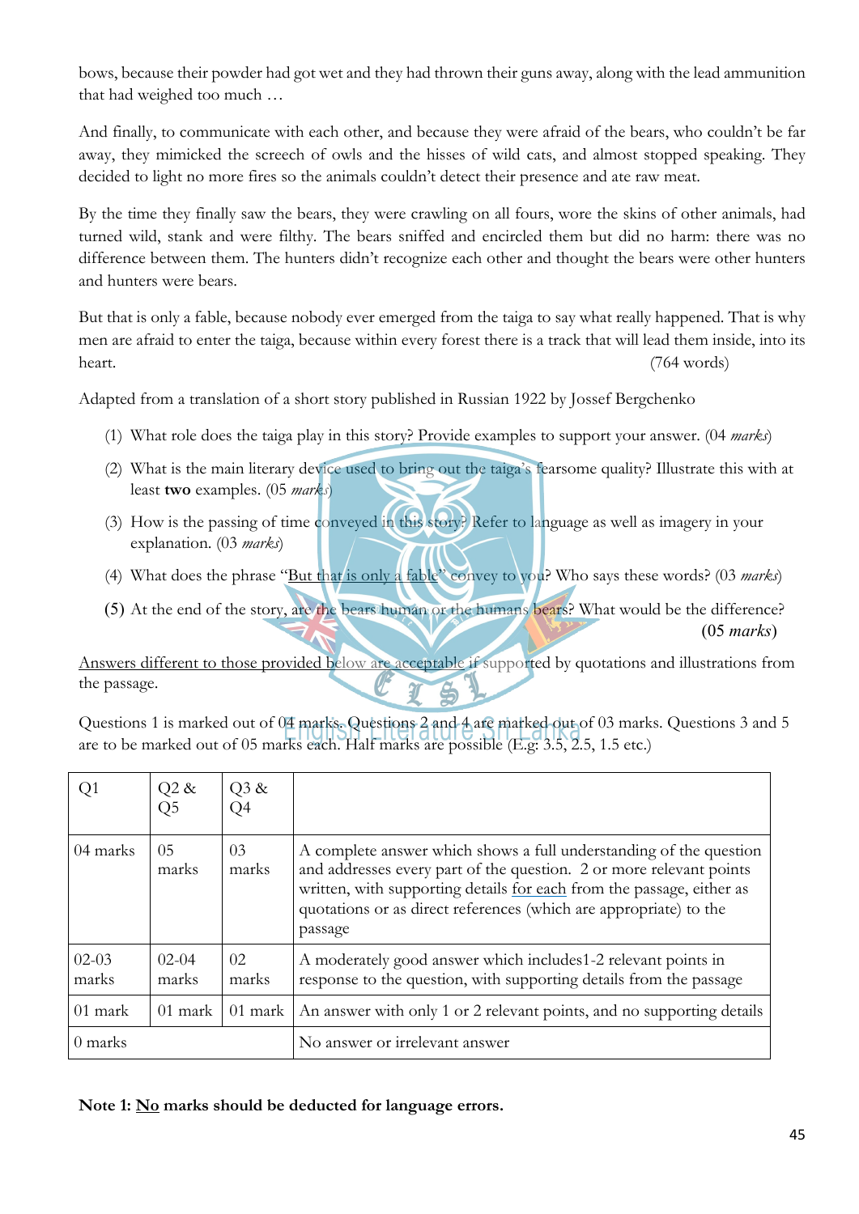bows, because their powder had got wet and they had thrown their guns away, along with the lead ammunition that had weighed too much …

And finally, to communicate with each other, and because they were afraid of the bears, who couldn't be far away, they mimicked the screech of owls and the hisses of wild cats, and almost stopped speaking. They decided to light no more fires so the animals couldn't detect their presence and ate raw meat.

By the time they finally saw the bears, they were crawling on all fours, wore the skins of other animals, had turned wild, stank and were filthy. The bears sniffed and encircled them but did no harm: there was no difference between them. The hunters didn't recognize each other and thought the bears were other hunters and hunters were bears.

But that is only a fable, because nobody ever emerged from the taiga to say what really happened. That is why men are afraid to enter the taiga, because within every forest there is a track that will lead them inside, into its heart. (764 words)

Adapted from a translation of a short story published in Russian 1922 by Jossef Bergchenko

(1) What role does the taiga play in this story? Provide examples to support your answer. (04 *marks*)

(2) What is the main literary device used to bring out the taiga's fearsome quality? Illustrate this with at least **two** examples. (05 *marks*)

(3) How is the passing of time conveyed in this story? Refer to language as well as imagery in your explanation. (03 *marks*)

(4) What does the phrase "<u>But that is only a fable</u>" convey to you? Who says these words? (03 *marks*)

**(5)** At the end of the story, are the bears human or the humans bears? What would be the difference? (05 *marks*)

<u>Answers different to those provided below</u> are acceptable if supported by quotations and illustrations from the passage.

Questions 1 is marked out of 04 marks. Questions 2 and 4 are marked out of 03 marks. Questions 3 and 5 are to be marked out of 05 marks each. Half marks are possible (E.g: 3.5, 2.5, 1.5 etc.)

| Q1 | Q2 & Q5 | Q3 & Q4 | |
|---|---|---|---|
| 04 marks | 05 marks | 03 marks | A complete answer which shows a full understanding of the question and addresses every part of the question. 2 or more relevant points written, with supporting details <u>for each</u> from the passage, either as quotations or as direct references (which are appropriate) to the passage |
| 02-03 marks | 02-04 marks | 02 marks | A moderately good answer which includes1-2 relevant points in response to the question, with supporting details from the passage |
| 01 mark | 01 mark | 01 mark | An answer with only 1 or 2 relevant points, and no supporting details |
| 0 marks | | | No answer or irrelevant answer |

**Note 1: <u>No</u> marks should be deducted for language errors.**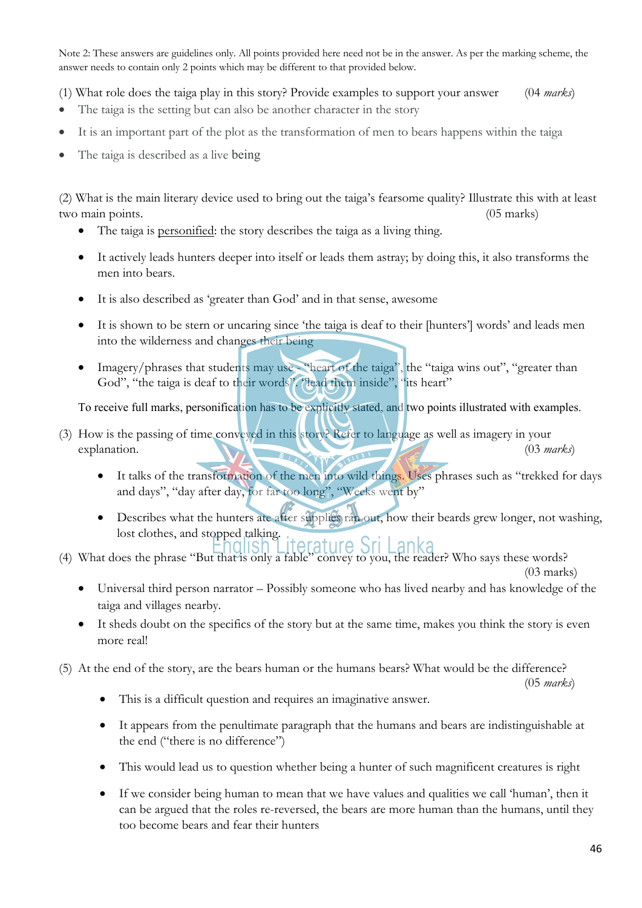Note 2: These answers are guidelines only. All points provided here need not be in the answer. As per the marking scheme, the answer needs to contain only 2 points which may be different to that provided below.

(1) What role does the taiga play in this story? Provide examples to support your answer (04 *marks*)

- The taiga is the setting but can also be another character in the story
- It is an important part of the plot as the transformation of men to bears happens within the taiga
- The taiga is described as a live being

(2) What is the main literary device used to bring out the taiga's fearsome quality? Illustrate this with at least two main points. (05 marks)

- The taiga is personified: the story describes the taiga as a living thing.
- It actively leads hunters deeper into itself or leads them astray; by doing this, it also transforms the men into bears.
- It is also described as 'greater than God' and in that sense, awesome
- It is shown to be stern or uncaring since 'the taiga is deaf to their [hunters'] words' and leads men into the wilderness and changes their being
- Imagery/phrases that students may use - "heart of the taiga", the "taiga wins out", "greater than God", "the taiga is deaf to their words", "lead them inside", "its heart"

To receive full marks, personification has to be explicitly stated, and two points illustrated with examples.

(3) How is the passing of time conveyed in this story? Refer to language as well as imagery in your explanation. (03 *marks*)

- It talks of the transformation of the men into wild things. Uses phrases such as "trekked for days and days", "day after day, for far too long", "Weeks went by"
- Describes what the hunters ate after supplies ran out, how their beards grew longer, not washing, lost clothes, and stopped talking.

(4) What does the phrase "But that is only a fable" convey to you, the reader? Who says these words? (03 marks)

- Universal third person narrator – Possibly someone who has lived nearby and has knowledge of the taiga and villages nearby.
- It sheds doubt on the specifics of the story but at the same time, makes you think the story is even more real!

(5) At the end of the story, are the bears human or the humans bears? What would be the difference? (05 *marks*)

- This is a difficult question and requires an imaginative answer.
- It appears from the penultimate paragraph that the humans and bears are indistinguishable at the end ("there is no difference")
- This would lead us to question whether being a hunter of such magnificent creatures is right
- If we consider being human to mean that we have values and qualities we call 'human', then it can be argued that the roles re-reversed, the bears are more human than the humans, until they too become bears and fear their hunters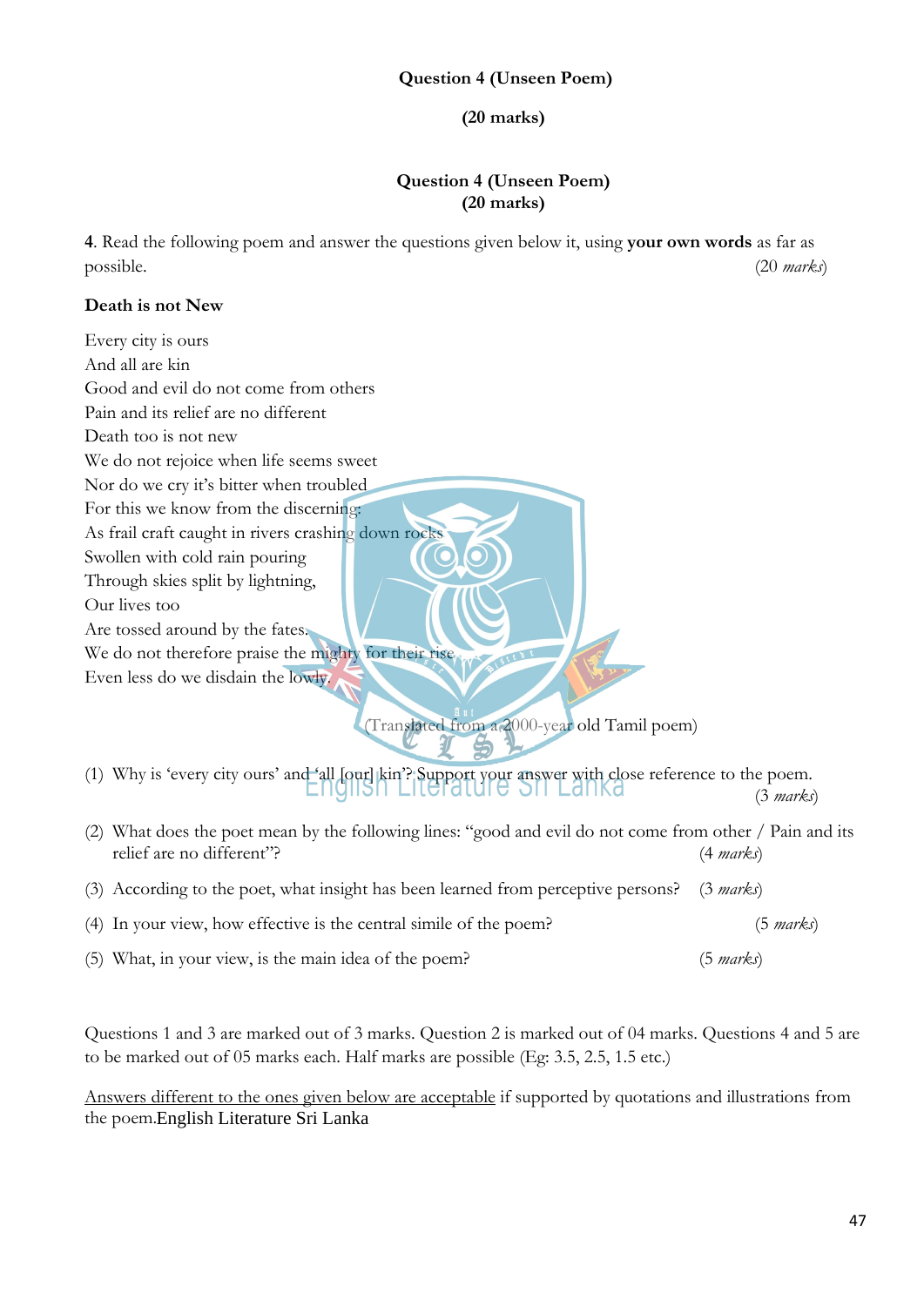**Question 4 (Unseen Poem)**

**(20 marks)**

**Question 4 (Unseen Poem)**
**(20 marks)**

**4**. Read the following poem and answer the questions given below it, using **your own words** as far as possible. (20 *marks*)

**Death is not New**

Every city is ours
And all are kin
Good and evil do not come from others
Pain and its relief are no different
Death too is not new
We do not rejoice when life seems sweet
Nor do we cry it's bitter when troubled
For this we know from the discerning:
As frail craft caught in rivers crashing down rocks
Swollen with cold rain pouring
Through skies split by lightning,
Our lives too
Are tossed around by the fates.
We do not therefore praise the mighty for their rise
Even less do we disdain the lowly.

(Translated from a 2000-year old Tamil poem)

(1) Why is 'every city ours' and 'all [our] kin'? Support your answer with close reference to the poem. (3 *marks*)

(2) What does the poet mean by the following lines: "good and evil do not come from other / Pain and its relief are no different"? (4 *marks*)

(3) According to the poet, what insight has been learned from perceptive persons? (3 *marks*)

(4) In your view, how effective is the central simile of the poem? (5 *marks*)

(5) What, in your view, is the main idea of the poem? (5 *marks*)

Questions 1 and 3 are marked out of 3 marks. Question 2 is marked out of 04 marks. Questions 4 and 5 are to be marked out of 05 marks each. Half marks are possible (Eg: 3.5, 2.5, 1.5 etc.)

Answers different to the ones given below are acceptable if supported by quotations and illustrations from the poem.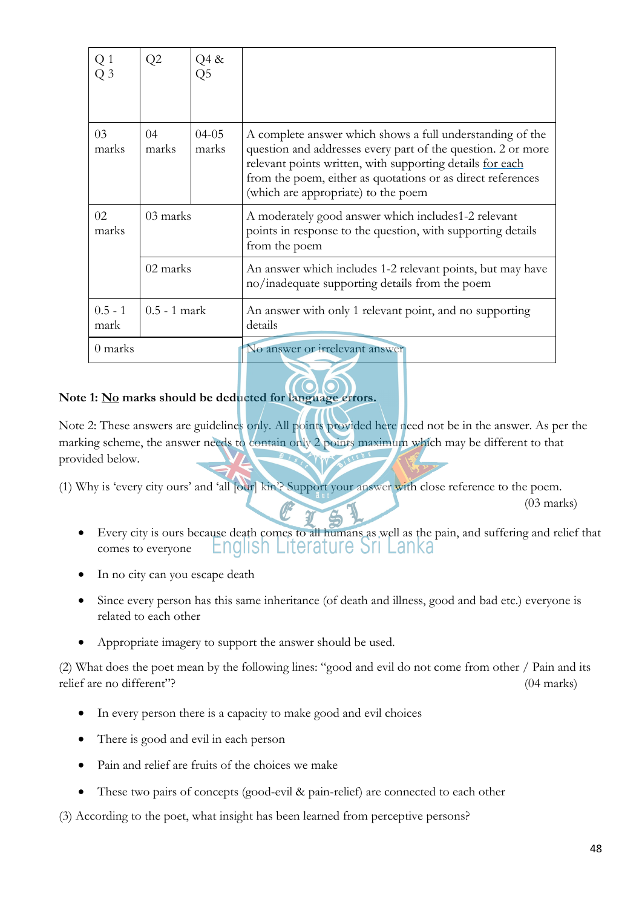| Q 1<br>Q 3 | Q2 | Q4 &<br>Q5 | |
|---|---|---|---|
| 03 marks | 04 marks | 04-05 marks | A complete answer which shows a full understanding of the question and addresses every part of the question. 2 or more relevant points written, with supporting details for each from the poem, either as quotations or as direct references (which are appropriate) to the poem |
| 02 marks | 03 marks | | A moderately good answer which includes1-2 relevant points in response to the question, with supporting details from the poem |
| | 02 marks | | An answer which includes 1-2 relevant points, but may have no/inadequate supporting details from the poem |
| 0.5 - 1 mark | 0.5 - 1 mark | | An answer with only 1 relevant point, and no supporting details |
| 0 marks | | | No answer or irrelevant answer |

**Note 1: No marks should be deducted for language errors.**

Note 2: These answers are guidelines only. All points provided here need not be in the answer. As per the marking scheme, the answer needs to contain only 2 points maximum which may be different to that provided below.

(1) Why is 'every city ours' and 'all [our] kin'? Support your answer with close reference to the poem. (03 marks)

- Every city is ours because death comes to all humans as well as the pain, and suffering and relief that comes to everyone
- In no city can you escape death
- Since every person has this same inheritance (of death and illness, good and bad etc.) everyone is related to each other
- Appropriate imagery to support the answer should be used.

(2) What does the poet mean by the following lines: "good and evil do not come from other / Pain and its relief are no different"? (04 marks)

- In every person there is a capacity to make good and evil choices
- There is good and evil in each person
- Pain and relief are fruits of the choices we make
- These two pairs of concepts (good-evil & pain-relief) are connected to each other

(3) According to the poet, what insight has been learned from perceptive persons?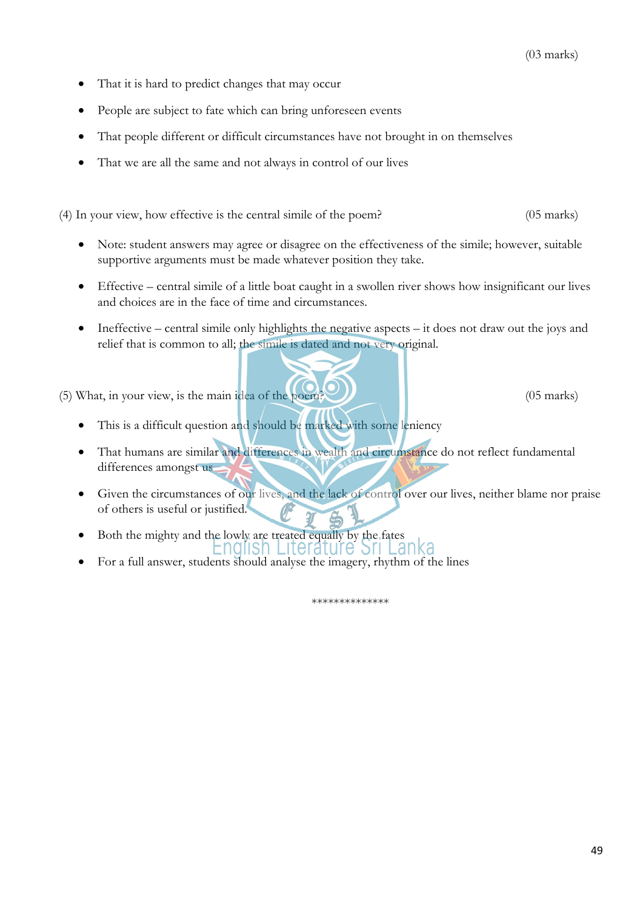(03 marks)

- That it is hard to predict changes that may occur
- People are subject to fate which can bring unforeseen events
- That people different or difficult circumstances have not brought in on themselves
- That we are all the same and not always in control of our lives

(4) In your view, how effective is the central simile of the poem? (05 marks)

- Note: student answers may agree or disagree on the effectiveness of the simile; however, suitable supportive arguments must be made whatever position they take.
- Effective – central simile of a little boat caught in a swollen river shows how insignificant our lives and choices are in the face of time and circumstances.
- Ineffective – central simile only highlights the negative aspects – it does not draw out the joys and relief that is common to all; the simile is dated and not very original.

(5) What, in your view, is the main idea of the poem? (05 marks)

- This is a difficult question and should be marked with some leniency
- That humans are similar and differences in wealth and circumstance do not reflect fundamental differences amongst us
- Given the circumstances of our lives, and the lack of control over our lives, neither blame nor praise of others is useful or justified.
- Both the mighty and the lowly are treated equally by the fates
- For a full answer, students should analyse the imagery, rhythm of the lines

**************